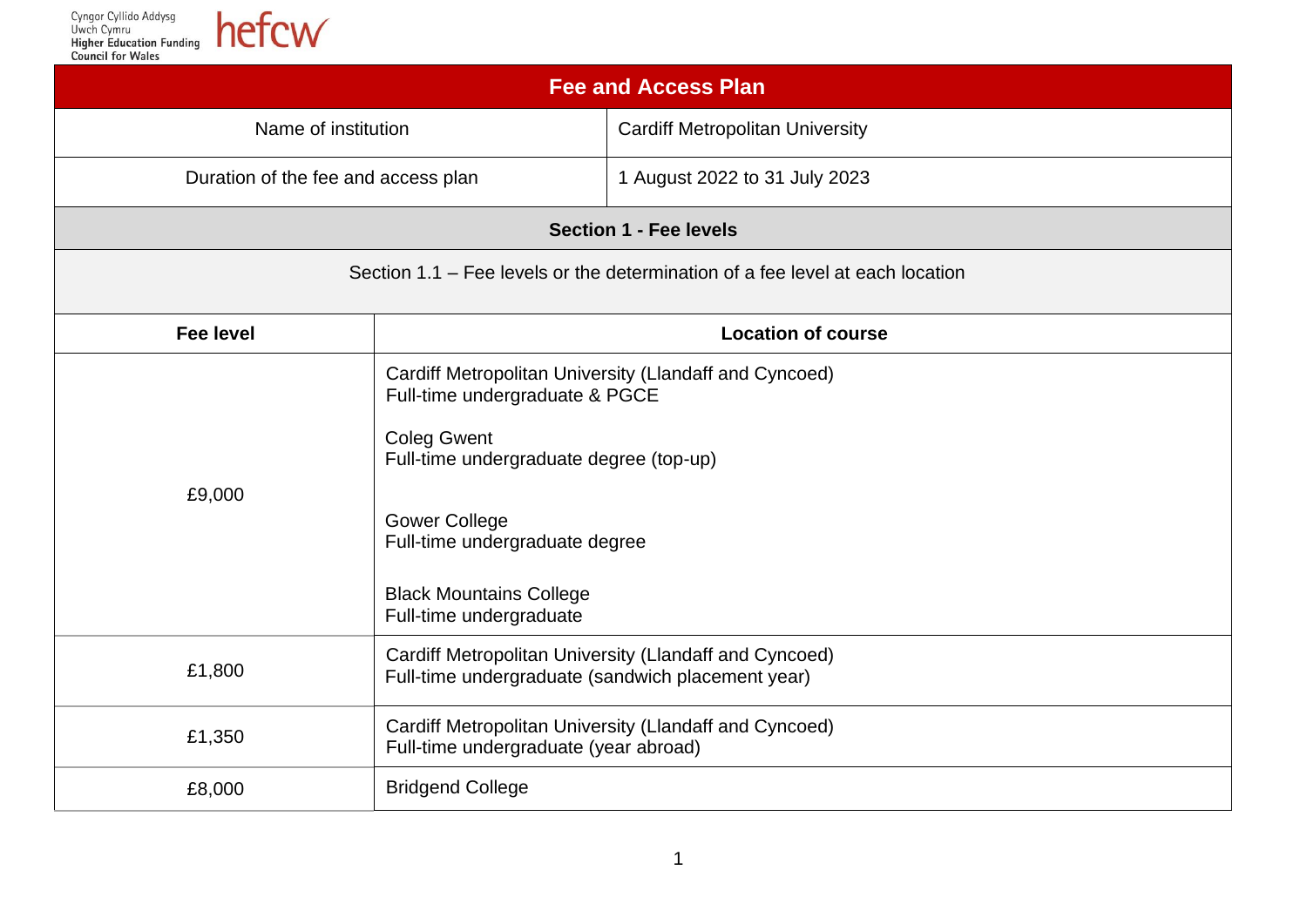Cyngor Cyllido Addysg Uwch Cymru
Higher Education Funding Council for Wales

hefcw

# Fee and Access Plan

| Name of institution | Cardiff Metropolitan University |
|---|---|
| Duration of the fee and access plan | 1 August 2022 to 31 July 2023 |

## Section 1 - Fee levels

### Section 1.1 – Fee levels or the determination of a fee level at each location

| Fee level | Location of course |
|---|---|
| £9,000 | Cardiff Metropolitan University (Llandaff and Cyncoed)<br>Full-time undergraduate & PGCE<br><br>Coleg Gwent<br>Full-time undergraduate degree (top-up)<br><br>Gower College<br>Full-time undergraduate degree<br><br>Black Mountains College<br>Full-time undergraduate |
| £1,800 | Cardiff Metropolitan University (Llandaff and Cyncoed)<br>Full-time undergraduate (sandwich placement year) |
| £1,350 | Cardiff Metropolitan University (Llandaff and Cyncoed)<br>Full-time undergraduate (year abroad) |
| £8,000 | Bridgend College |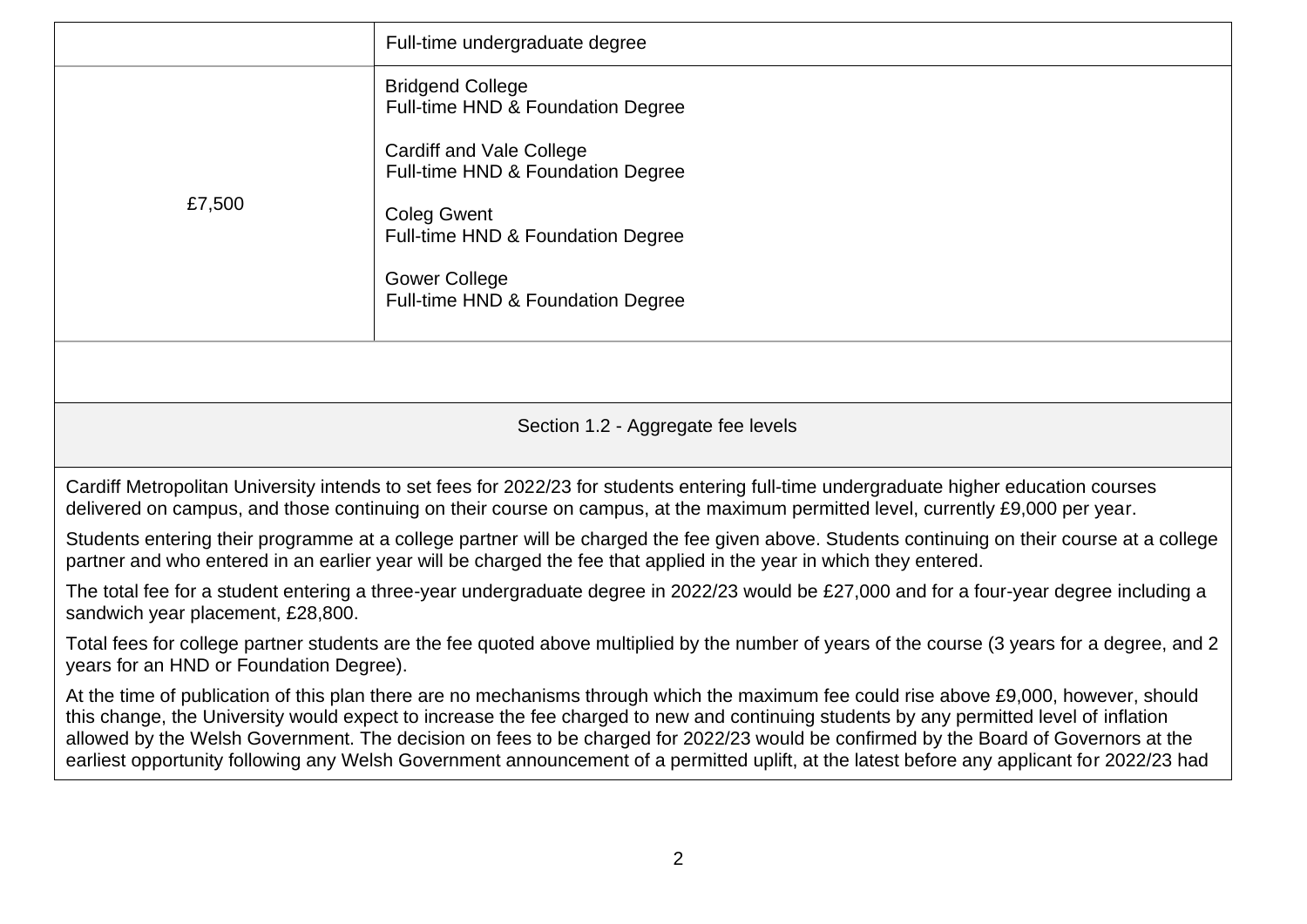| | Full-time undergraduate degree |
|---|---|
| £7,500 | Bridgend College<br>Full-time HND & Foundation Degree<br><br>Cardiff and Vale College<br>Full-time HND & Foundation Degree<br><br>Coleg Gwent<br>Full-time HND & Foundation Degree<br><br>Gower College<br>Full-time HND & Foundation Degree |

## Section 1.2 - Aggregate fee levels

Cardiff Metropolitan University intends to set fees for 2022/23 for students entering full-time undergraduate higher education courses delivered on campus, and those continuing on their course on campus, at the maximum permitted level, currently £9,000 per year.

Students entering their programme at a college partner will be charged the fee given above. Students continuing on their course at a college partner and who entered in an earlier year will be charged the fee that applied in the year in which they entered.

The total fee for a student entering a three-year undergraduate degree in 2022/23 would be £27,000 and for a four-year degree including a sandwich year placement, £28,800.

Total fees for college partner students are the fee quoted above multiplied by the number of years of the course (3 years for a degree, and 2 years for an HND or Foundation Degree).

At the time of publication of this plan there are no mechanisms through which the maximum fee could rise above £9,000, however, should this change, the University would expect to increase the fee charged to new and continuing students by any permitted level of inflation allowed by the Welsh Government. The decision on fees to be charged for 2022/23 would be confirmed by the Board of Governors at the earliest opportunity following any Welsh Government announcement of a permitted uplift, at the latest before any applicant for 2022/23 had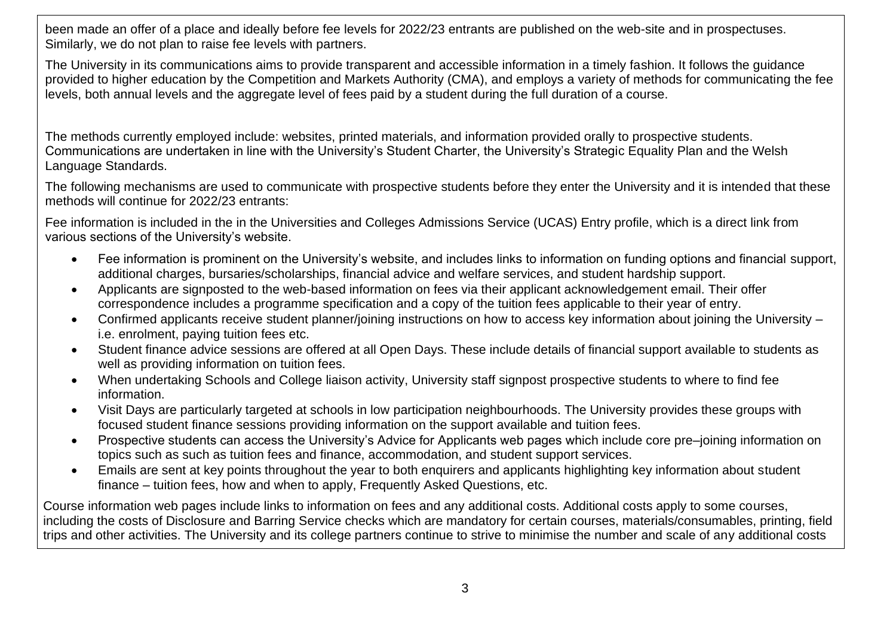been made an offer of a place and ideally before fee levels for 2022/23 entrants are published on the web-site and in prospectuses. Similarly, we do not plan to raise fee levels with partners.

The University in its communications aims to provide transparent and accessible information in a timely fashion. It follows the guidance provided to higher education by the Competition and Markets Authority (CMA), and employs a variety of methods for communicating the fee levels, both annual levels and the aggregate level of fees paid by a student during the full duration of a course.

The methods currently employed include: websites, printed materials, and information provided orally to prospective students. Communications are undertaken in line with the University's Student Charter, the University's Strategic Equality Plan and the Welsh Language Standards.

The following mechanisms are used to communicate with prospective students before they enter the University and it is intended that these methods will continue for 2022/23 entrants:

Fee information is included in the in the Universities and Colleges Admissions Service (UCAS) Entry profile, which is a direct link from various sections of the University's website.

- Fee information is prominent on the University's website, and includes links to information on funding options and financial support, additional charges, bursaries/scholarships, financial advice and welfare services, and student hardship support.
- Applicants are signposted to the web-based information on fees via their applicant acknowledgement email. Their offer correspondence includes a programme specification and a copy of the tuition fees applicable to their year of entry.
- Confirmed applicants receive student planner/joining instructions on how to access key information about joining the University – i.e. enrolment, paying tuition fees etc.
- Student finance advice sessions are offered at all Open Days. These include details of financial support available to students as well as providing information on tuition fees.
- When undertaking Schools and College liaison activity, University staff signpost prospective students to where to find fee information.
- Visit Days are particularly targeted at schools in low participation neighbourhoods. The University provides these groups with focused student finance sessions providing information on the support available and tuition fees.
- Prospective students can access the University's Advice for Applicants web pages which include core pre–joining information on topics such as such as tuition fees and finance, accommodation, and student support services.
- Emails are sent at key points throughout the year to both enquirers and applicants highlighting key information about student finance – tuition fees, how and when to apply, Frequently Asked Questions, etc.

Course information web pages include links to information on fees and any additional costs. Additional costs apply to some courses, including the costs of Disclosure and Barring Service checks which are mandatory for certain courses, materials/consumables, printing, field trips and other activities. The University and its college partners continue to strive to minimise the number and scale of any additional costs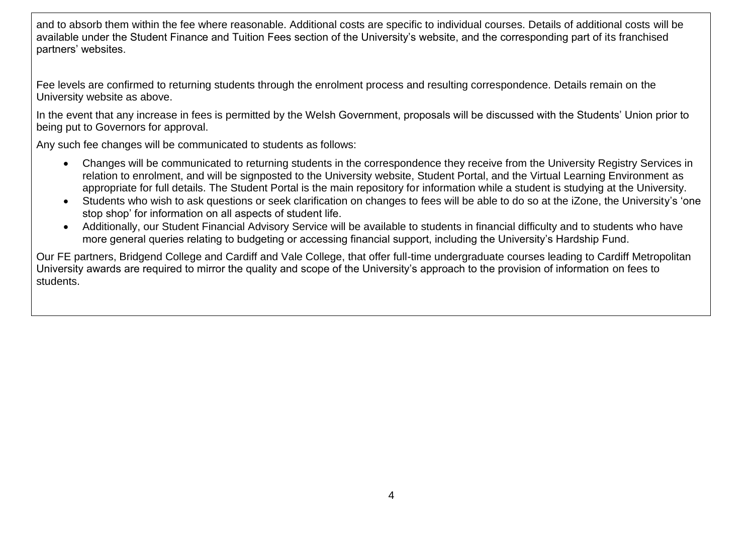and to absorb them within the fee where reasonable. Additional costs are specific to individual courses. Details of additional costs will be available under the Student Finance and Tuition Fees section of the University's website, and the corresponding part of its franchised partners' websites.

Fee levels are confirmed to returning students through the enrolment process and resulting correspondence. Details remain on the University website as above.

In the event that any increase in fees is permitted by the Welsh Government, proposals will be discussed with the Students' Union prior to being put to Governors for approval.

Any such fee changes will be communicated to students as follows:

- Changes will be communicated to returning students in the correspondence they receive from the University Registry Services in relation to enrolment, and will be signposted to the University website, Student Portal, and the Virtual Learning Environment as appropriate for full details. The Student Portal is the main repository for information while a student is studying at the University.
- Students who wish to ask questions or seek clarification on changes to fees will be able to do so at the iZone, the University's 'one stop shop' for information on all aspects of student life.
- Additionally, our Student Financial Advisory Service will be available to students in financial difficulty and to students who have more general queries relating to budgeting or accessing financial support, including the University's Hardship Fund.

Our FE partners, Bridgend College and Cardiff and Vale College, that offer full-time undergraduate courses leading to Cardiff Metropolitan University awards are required to mirror the quality and scope of the University's approach to the provision of information on fees to students.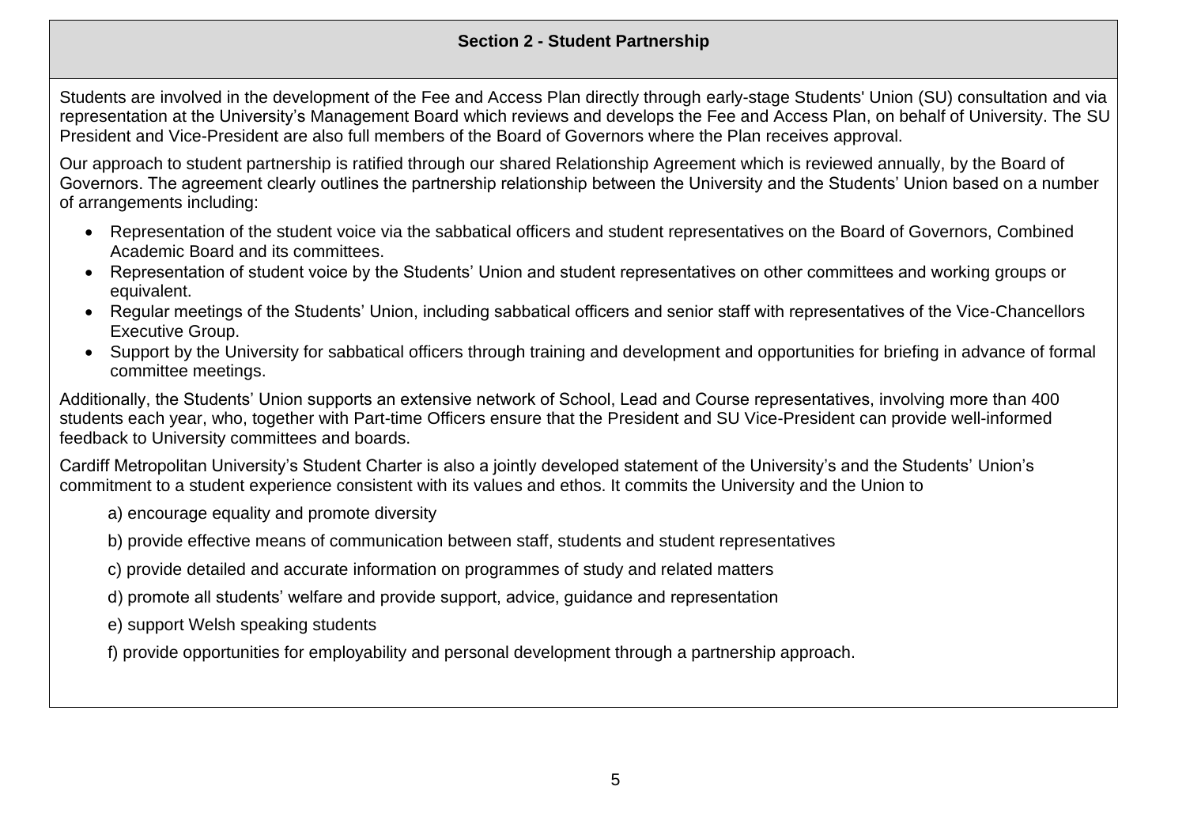## Section 2 - Student Partnership

Students are involved in the development of the Fee and Access Plan directly through early-stage Students' Union (SU) consultation and via representation at the University's Management Board which reviews and develops the Fee and Access Plan, on behalf of University. The SU President and Vice-President are also full members of the Board of Governors where the Plan receives approval.

Our approach to student partnership is ratified through our shared Relationship Agreement which is reviewed annually, by the Board of Governors. The agreement clearly outlines the partnership relationship between the University and the Students' Union based on a number of arrangements including:

- Representation of the student voice via the sabbatical officers and student representatives on the Board of Governors, Combined Academic Board and its committees.
- Representation of student voice by the Students' Union and student representatives on other committees and working groups or equivalent.
- Regular meetings of the Students' Union, including sabbatical officers and senior staff with representatives of the Vice-Chancellors Executive Group.
- Support by the University for sabbatical officers through training and development and opportunities for briefing in advance of formal committee meetings.

Additionally, the Students' Union supports an extensive network of School, Lead and Course representatives, involving more than 400 students each year, who, together with Part-time Officers ensure that the President and SU Vice-President can provide well-informed feedback to University committees and boards.

Cardiff Metropolitan University's Student Charter is also a jointly developed statement of the University's and the Students' Union's commitment to a student experience consistent with its values and ethos. It commits the University and the Union to

a) encourage equality and promote diversity

b) provide effective means of communication between staff, students and student representatives

c) provide detailed and accurate information on programmes of study and related matters

d) promote all students' welfare and provide support, advice, guidance and representation

e) support Welsh speaking students

f) provide opportunities for employability and personal development through a partnership approach.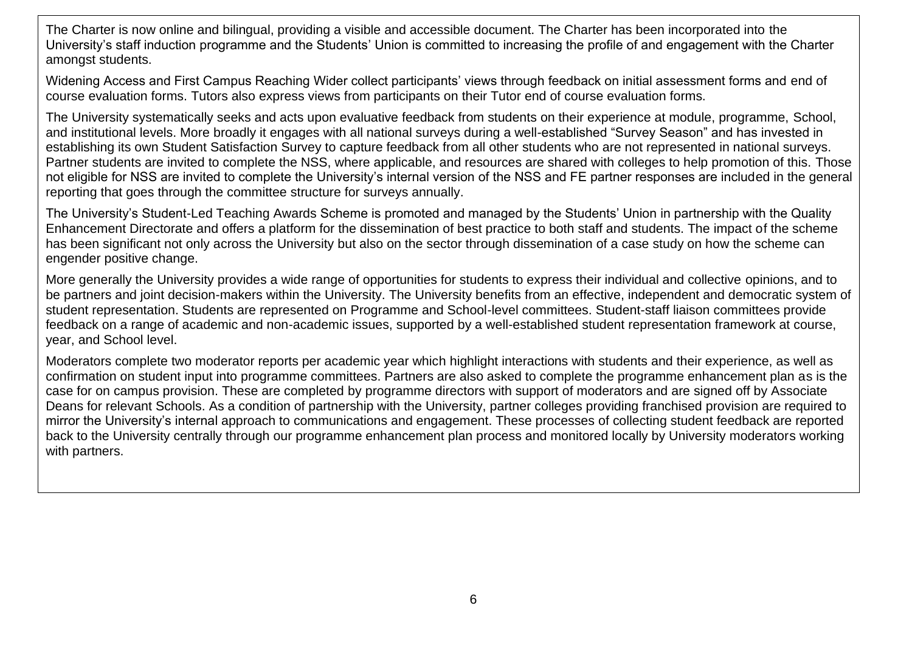The Charter is now online and bilingual, providing a visible and accessible document. The Charter has been incorporated into the University's staff induction programme and the Students' Union is committed to increasing the profile of and engagement with the Charter amongst students.

Widening Access and First Campus Reaching Wider collect participants' views through feedback on initial assessment forms and end of course evaluation forms. Tutors also express views from participants on their Tutor end of course evaluation forms.

The University systematically seeks and acts upon evaluative feedback from students on their experience at module, programme, School, and institutional levels. More broadly it engages with all national surveys during a well-established "Survey Season" and has invested in establishing its own Student Satisfaction Survey to capture feedback from all other students who are not represented in national surveys. Partner students are invited to complete the NSS, where applicable, and resources are shared with colleges to help promotion of this. Those not eligible for NSS are invited to complete the University's internal version of the NSS and FE partner responses are included in the general reporting that goes through the committee structure for surveys annually.

The University's Student-Led Teaching Awards Scheme is promoted and managed by the Students' Union in partnership with the Quality Enhancement Directorate and offers a platform for the dissemination of best practice to both staff and students. The impact of the scheme has been significant not only across the University but also on the sector through dissemination of a case study on how the scheme can engender positive change.

More generally the University provides a wide range of opportunities for students to express their individual and collective opinions, and to be partners and joint decision-makers within the University. The University benefits from an effective, independent and democratic system of student representation. Students are represented on Programme and School-level committees. Student-staff liaison committees provide feedback on a range of academic and non-academic issues, supported by a well-established student representation framework at course, year, and School level.

Moderators complete two moderator reports per academic year which highlight interactions with students and their experience, as well as confirmation on student input into programme committees. Partners are also asked to complete the programme enhancement plan as is the case for on campus provision. These are completed by programme directors with support of moderators and are signed off by Associate Deans for relevant Schools. As a condition of partnership with the University, partner colleges providing franchised provision are required to mirror the University's internal approach to communications and engagement. These processes of collecting student feedback are reported back to the University centrally through our programme enhancement plan process and monitored locally by University moderators working with partners.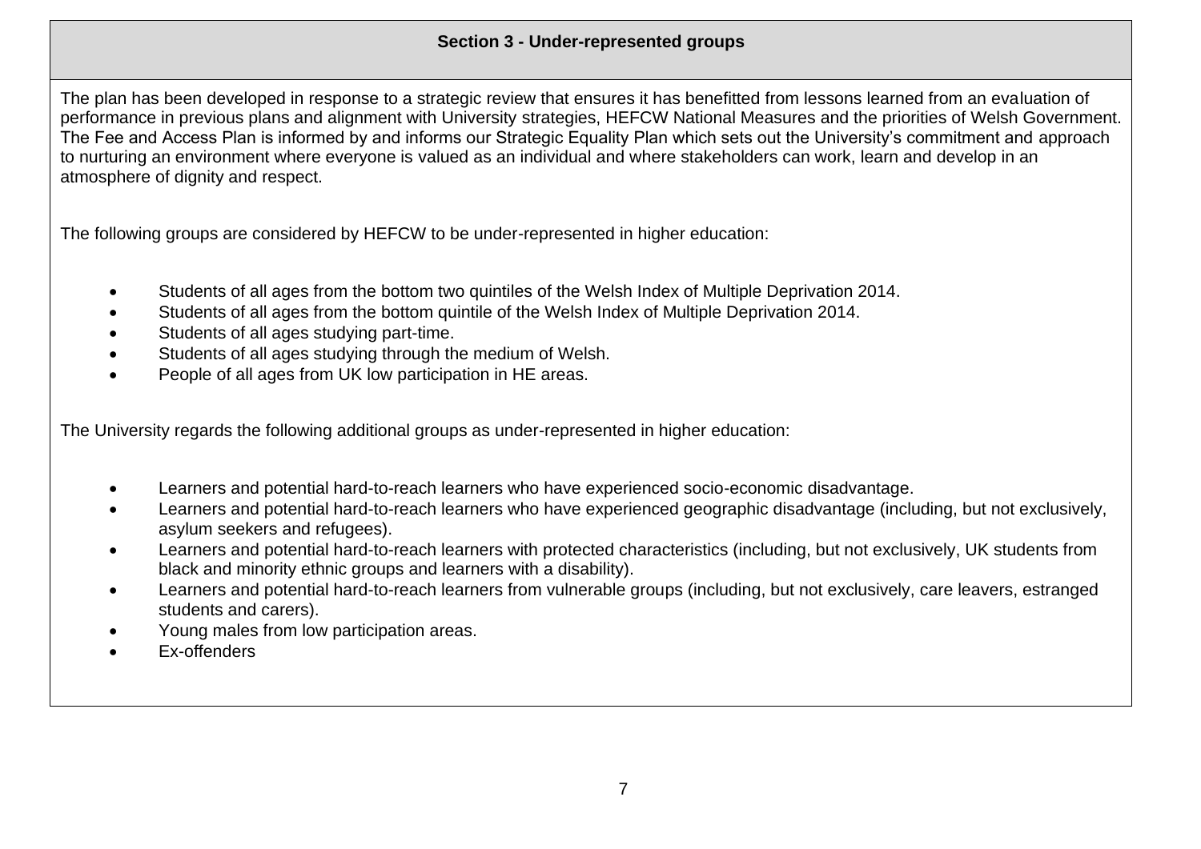## Section 3 - Under-represented groups

The plan has been developed in response to a strategic review that ensures it has benefitted from lessons learned from an evaluation of performance in previous plans and alignment with University strategies, HEFCW National Measures and the priorities of Welsh Government. The Fee and Access Plan is informed by and informs our Strategic Equality Plan which sets out the University's commitment and approach to nurturing an environment where everyone is valued as an individual and where stakeholders can work, learn and develop in an atmosphere of dignity and respect.

The following groups are considered by HEFCW to be under-represented in higher education:

- Students of all ages from the bottom two quintiles of the Welsh Index of Multiple Deprivation 2014.
- Students of all ages from the bottom quintile of the Welsh Index of Multiple Deprivation 2014.
- Students of all ages studying part-time.
- Students of all ages studying through the medium of Welsh.
- People of all ages from UK low participation in HE areas.

The University regards the following additional groups as under-represented in higher education:

- Learners and potential hard-to-reach learners who have experienced socio-economic disadvantage.
- Learners and potential hard-to-reach learners who have experienced geographic disadvantage (including, but not exclusively, asylum seekers and refugees).
- Learners and potential hard-to-reach learners with protected characteristics (including, but not exclusively, UK students from black and minority ethnic groups and learners with a disability).
- Learners and potential hard-to-reach learners from vulnerable groups (including, but not exclusively, care leavers, estranged students and carers).
- Young males from low participation areas.
- Ex-offenders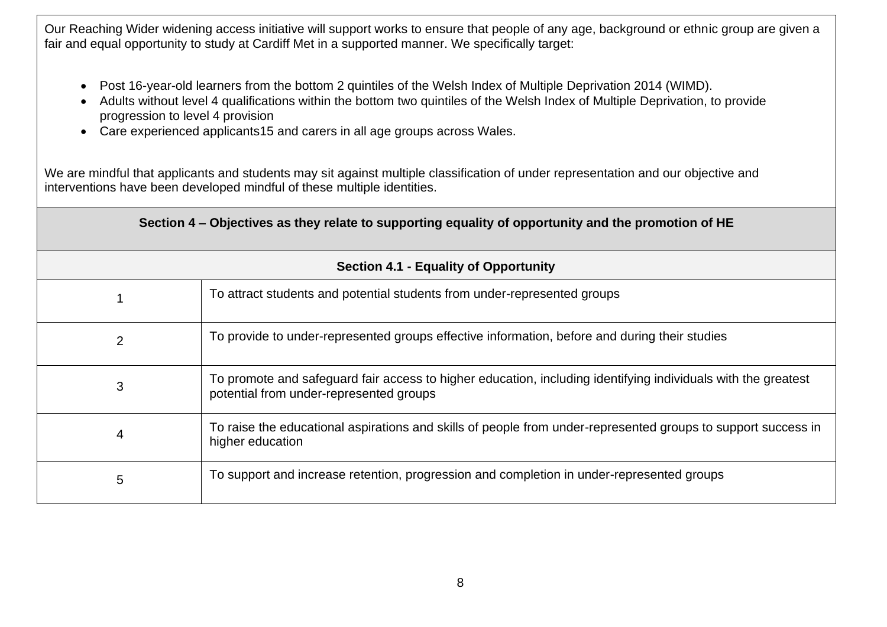Our Reaching Wider widening access initiative will support works to ensure that people of any age, background or ethnic group are given a fair and equal opportunity to study at Cardiff Met in a supported manner. We specifically target:

- Post 16-year-old learners from the bottom 2 quintiles of the Welsh Index of Multiple Deprivation 2014 (WIMD).
- Adults without level 4 qualifications within the bottom two quintiles of the Welsh Index of Multiple Deprivation, to provide progression to level 4 provision
- Care experienced applicants[15] and carers in all age groups across Wales.

We are mindful that applicants and students may sit against multiple classification of under representation and our objective and interventions have been developed mindful of these multiple identities.

## Section 4 – Objectives as they relate to supporting equality of opportunity and the promotion of HE

### Section 4.1 - Equality of Opportunity

| | |
|---|---|
| 1 | To attract students and potential students from under-represented groups |
| 2 | To provide to under-represented groups effective information, before and during their studies |
| 3 | To promote and safeguard fair access to higher education, including identifying individuals with the greatest potential from under-represented groups |
| 4 | To raise the educational aspirations and skills of people from under-represented groups to support success in higher education |
| 5 | To support and increase retention, progression and completion in under-represented groups |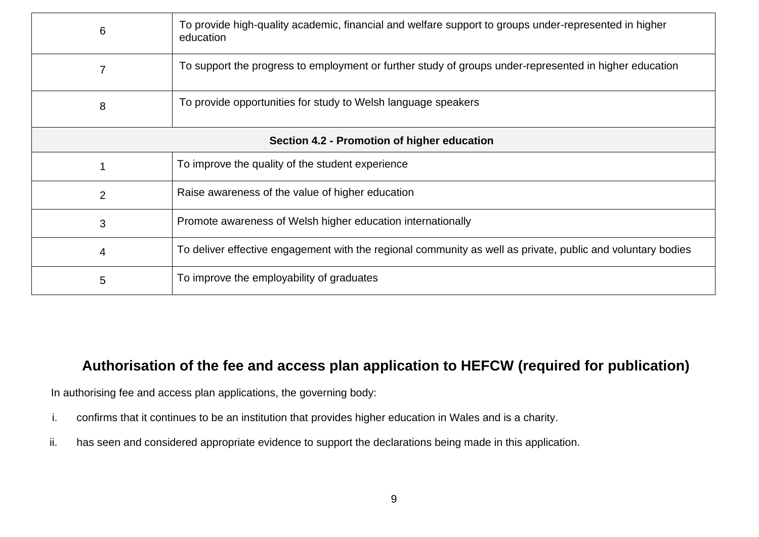| | |
|---|---|
| 6 | To provide high-quality academic, financial and welfare support to groups under-represented in higher education |
| 7 | To support the progress to employment or further study of groups under-represented in higher education |
| 8 | To provide opportunities for study to Welsh language speakers |
| **Section 4.2 - Promotion of higher education** | |
| 1 | To improve the quality of the student experience |
| 2 | Raise awareness of the value of higher education |
| 3 | Promote awareness of Welsh higher education internationally |
| 4 | To deliver effective engagement with the regional community as well as private, public and voluntary bodies |
| 5 | To improve the employability of graduates |

## Authorisation of the fee and access plan application to HEFCW (required for publication)

In authorising fee and access plan applications, the governing body:

i. confirms that it continues to be an institution that provides higher education in Wales and is a charity.

ii. has seen and considered appropriate evidence to support the declarations being made in this application.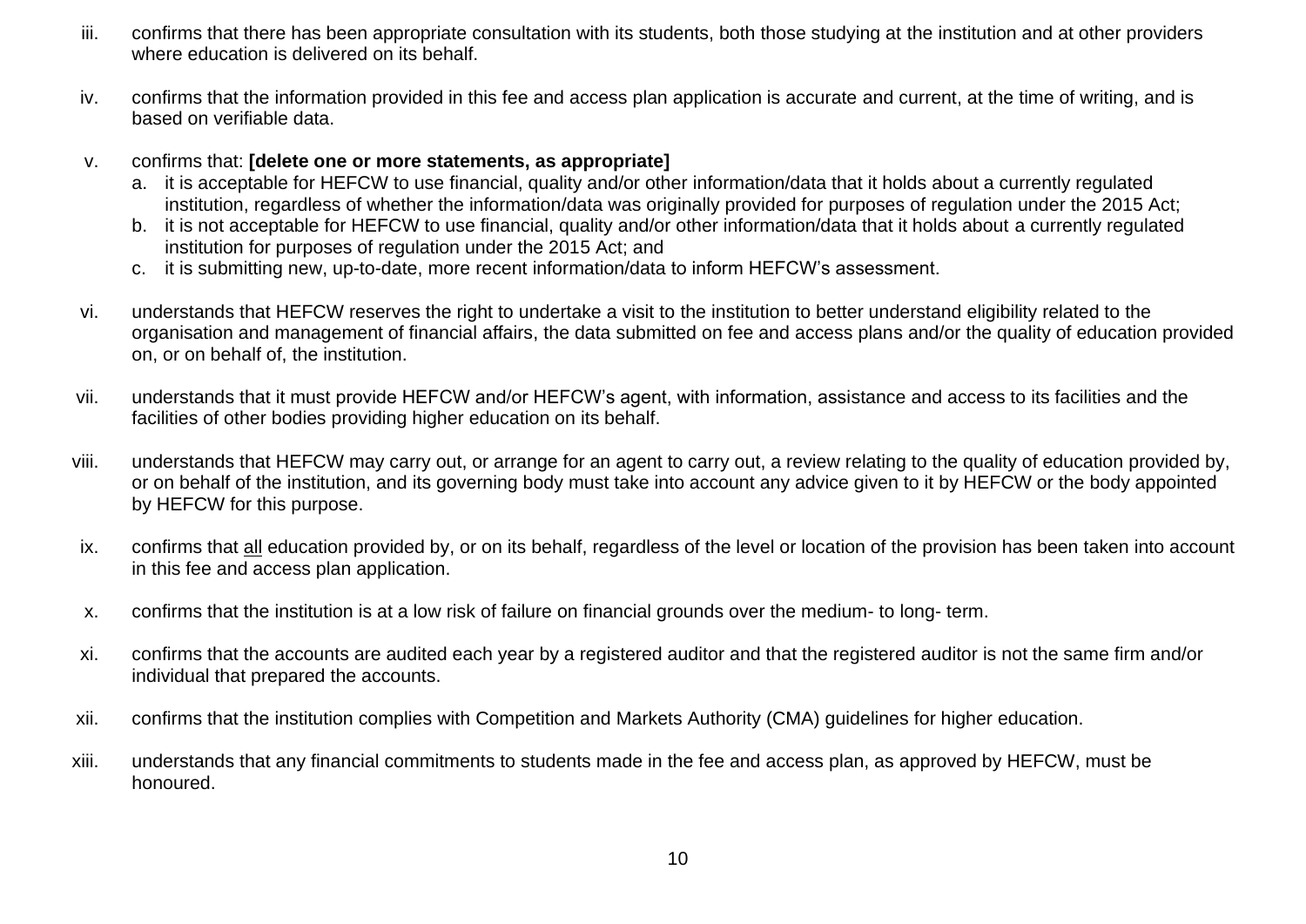iii. confirms that there has been appropriate consultation with its students, both those studying at the institution and at other providers where education is delivered on its behalf.

iv. confirms that the information provided in this fee and access plan application is accurate and current, at the time of writing, and is based on verifiable data.

v. confirms that: **[delete one or more statements, as appropriate]**
   a. it is acceptable for HEFCW to use financial, quality and/or other information/data that it holds about a currently regulated institution, regardless of whether the information/data was originally provided for purposes of regulation under the 2015 Act;
   b. it is not acceptable for HEFCW to use financial, quality and/or other information/data that it holds about a currently regulated institution for purposes of regulation under the 2015 Act; and
   c. it is submitting new, up-to-date, more recent information/data to inform HEFCW's assessment.

vi. understands that HEFCW reserves the right to undertake a visit to the institution to better understand eligibility related to the organisation and management of financial affairs, the data submitted on fee and access plans and/or the quality of education provided on, or on behalf of, the institution.

vii. understands that it must provide HEFCW and/or HEFCW's agent, with information, assistance and access to its facilities and the facilities of other bodies providing higher education on its behalf.

viii. understands that HEFCW may carry out, or arrange for an agent to carry out, a review relating to the quality of education provided by, or on behalf of the institution, and its governing body must take into account any advice given to it by HEFCW or the body appointed by HEFCW for this purpose.

ix. confirms that <u>all</u> education provided by, or on its behalf, regardless of the level or location of the provision has been taken into account in this fee and access plan application.

x. confirms that the institution is at a low risk of failure on financial grounds over the medium- to long- term.

xi. confirms that the accounts are audited each year by a registered auditor and that the registered auditor is not the same firm and/or individual that prepared the accounts.

xii. confirms that the institution complies with Competition and Markets Authority (CMA) guidelines for higher education.

xiii. understands that any financial commitments to students made in the fee and access plan, as approved by HEFCW, must be honoured.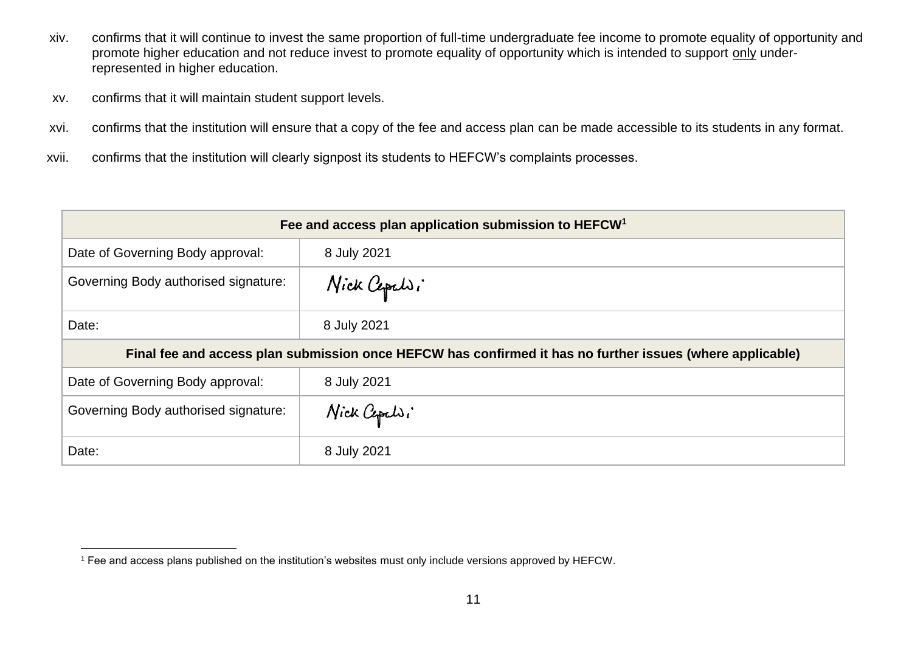xiv. confirms that it will continue to invest the same proportion of full-time undergraduate fee income to promote equality of opportunity and promote higher education and not reduce invest to promote equality of opportunity which is intended to support only under-represented in higher education.

xv. confirms that it will maintain student support levels.

xvi. confirms that the institution will ensure that a copy of the fee and access plan can be made accessible to its students in any format.

xvii. confirms that the institution will clearly signpost its students to HEFCW's complaints processes.

| **Fee and access plan application submission to HEFCW[1]** | |
|---|---|
| Date of Governing Body approval: | 8 July 2021 |
| Governing Body authorised signature: | Nick Capaldi |
| Date: | 8 July 2021 |
| **Final fee and access plan submission once HEFCW has confirmed it has no further issues (where applicable)** | |
| Date of Governing Body approval: | 8 July 2021 |
| Governing Body authorised signature: | Nick Capaldi |
| Date: | 8 July 2021 |

[1] Fee and access plans published on the institution's websites must only include versions approved by HEFCW.